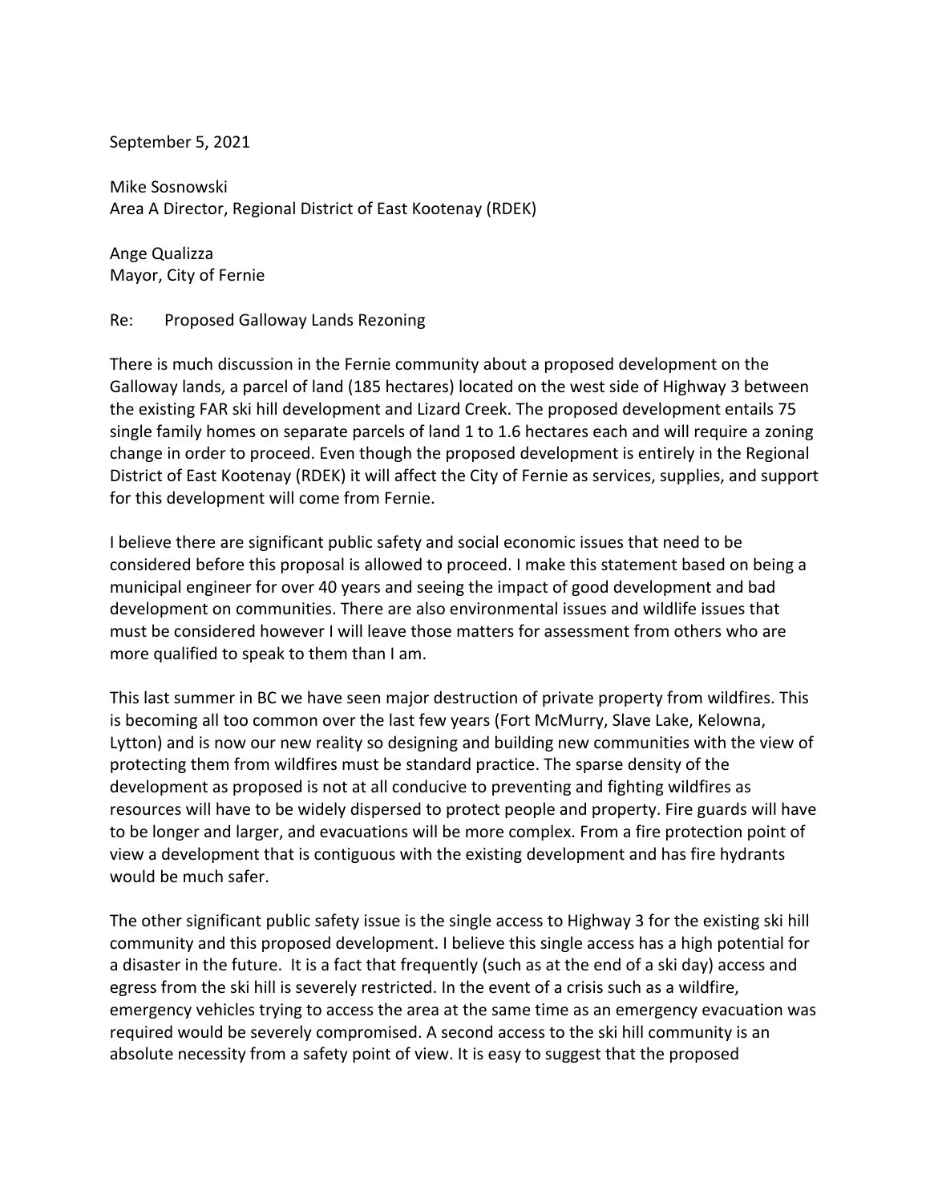September 5, 2021

Mike Sosnowski  
Area A Director, Regional District of East Kootenay (RDEK)

Ange Qualizza  
Mayor, City of Fernie

Re: Proposed Galloway Lands Rezoning

There is much discussion in the Fernie community about a proposed development on the Galloway lands, a parcel of land (185 hectares) located on the west side of Highway 3 between the existing FAR ski hill development and Lizard Creek. The proposed development entails 75 single family homes on separate parcels of land 1 to 1.6 hectares each and will require a zoning change in order to proceed. Even though the proposed development is entirely in the Regional District of East Kootenay (RDEK) it will affect the City of Fernie as services, supplies, and support for this development will come from Fernie.

I believe there are significant public safety and social economic issues that need to be considered before this proposal is allowed to proceed. I make this statement based on being a municipal engineer for over 40 years and seeing the impact of good development and bad development on communities. There are also environmental issues and wildlife issues that must be considered however I will leave those matters for assessment from others who are more qualified to speak to them than I am.

This last summer in BC we have seen major destruction of private property from wildfires. This is becoming all too common over the last few years (Fort McMurry, Slave Lake, Kelowna, Lytton) and is now our new reality so designing and building new communities with the view of protecting them from wildfires must be standard practice. The sparse density of the development as proposed is not at all conducive to preventing and fighting wildfires as resources will have to be widely dispersed to protect people and property. Fire guards will have to be longer and larger, and evacuations will be more complex. From a fire protection point of view a development that is contiguous with the existing development and has fire hydrants would be much safer.

The other significant public safety issue is the single access to Highway 3 for the existing ski hill community and this proposed development. I believe this single access has a high potential for a disaster in the future. It is a fact that frequently (such as at the end of a ski day) access and egress from the ski hill is severely restricted. In the event of a crisis such as a wildfire, emergency vehicles trying to access the area at the same time as an emergency evacuation was required would be severely compromised. A second access to the ski hill community is an absolute necessity from a safety point of view. It is easy to suggest that the proposed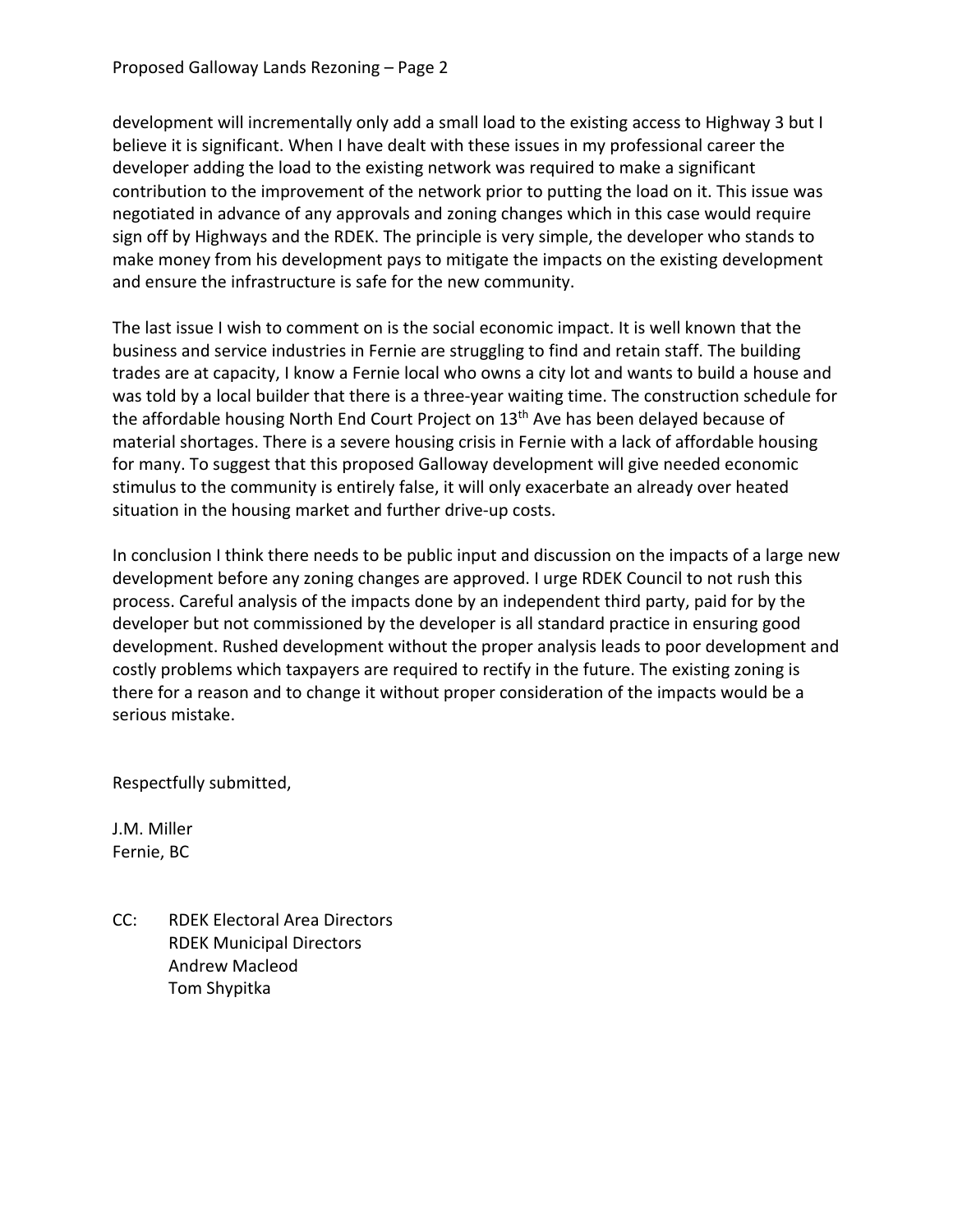development will incrementally only add a small load to the existing access to Highway 3 but I believe it is significant. When I have dealt with these issues in my professional career the developer adding the load to the existing network was required to make a significant contribution to the improvement of the network prior to putting the load on it. This issue was negotiated in advance of any approvals and zoning changes which in this case would require sign off by Highways and the RDEK. The principle is very simple, the developer who stands to make money from his development pays to mitigate the impacts on the existing development and ensure the infrastructure is safe for the new community.

The last issue I wish to comment on is the social economic impact. It is well known that the business and service industries in Fernie are struggling to find and retain staff. The building trades are at capacity, I know a Fernie local who owns a city lot and wants to build a house and was told by a local builder that there is a three-year waiting time. The construction schedule for the affordable housing North End Court Project on 13th Ave has been delayed because of material shortages. There is a severe housing crisis in Fernie with a lack of affordable housing for many. To suggest that this proposed Galloway development will give needed economic stimulus to the community is entirely false, it will only exacerbate an already over heated situation in the housing market and further drive-up costs.

In conclusion I think there needs to be public input and discussion on the impacts of a large new development before any zoning changes are approved. I urge RDEK Council to not rush this process. Careful analysis of the impacts done by an independent third party, paid for by the developer but not commissioned by the developer is all standard practice in ensuring good development. Rushed development without the proper analysis leads to poor development and costly problems which taxpayers are required to rectify in the future. The existing zoning is there for a reason and to change it without proper consideration of the impacts would be a serious mistake.

Respectfully submitted,

J.M. Miller
Fernie, BC

CC: RDEK Electoral Area Directors
RDEK Municipal Directors
Andrew Macleod
Tom Shypitka